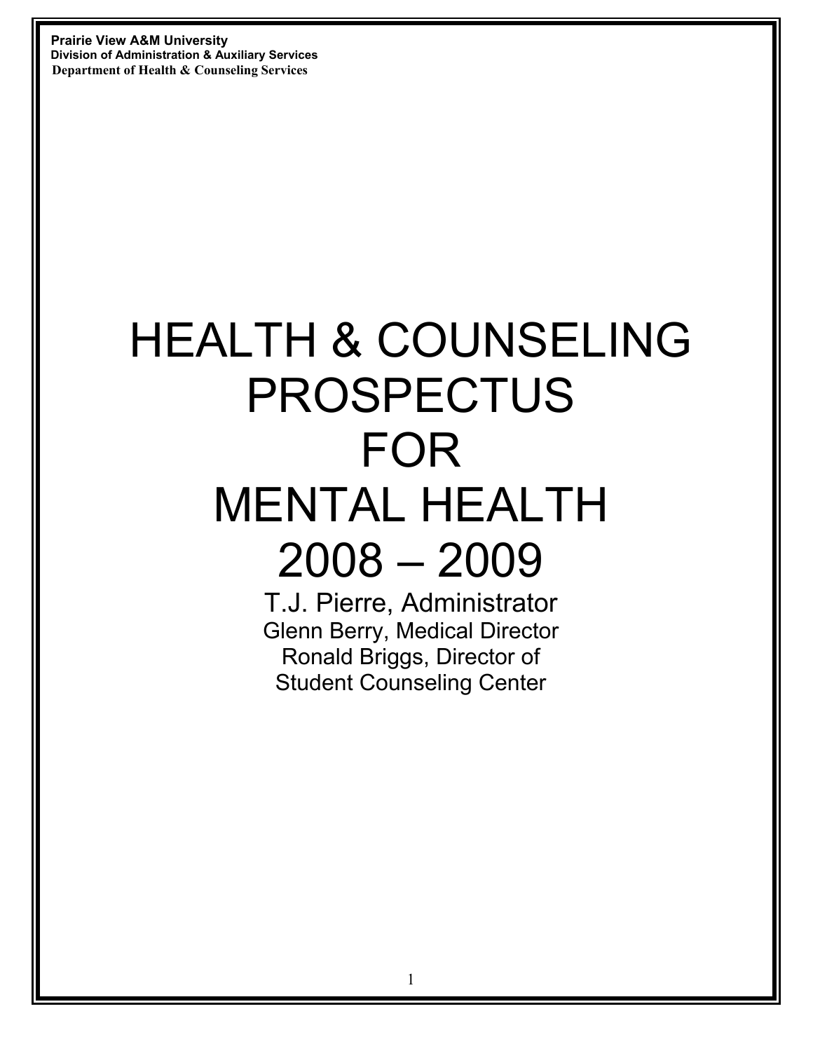**Prairie View A&M University**
**Division of Administration & Auxiliary Services**
**Department of Health & Counseling Services**

# HEALTH & COUNSELING PROSPECTUS FOR MENTAL HEALTH 2008 – 2009

T.J. Pierre, Administrator
Glenn Berry, Medical Director
Ronald Briggs, Director of Student Counseling Center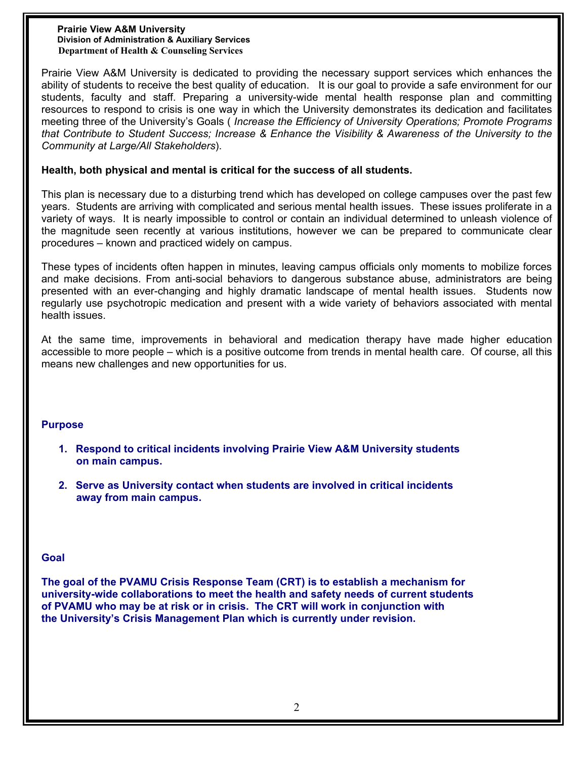**Prairie View A&M University**
**Division of Administration & Auxiliary Services**
**Department of Health & Counseling Services**

Prairie View A&M University is dedicated to providing the necessary support services which enhances the ability of students to receive the best quality of education. It is our goal to provide a safe environment for our students, faculty and staff. Preparing a university-wide mental health response plan and committing resources to respond to crisis is one way in which the University demonstrates its dedication and facilitates meeting three of the University's Goals ( *Increase the Efficiency of University Operations; Promote Programs that Contribute to Student Success; Increase & Enhance the Visibility & Awareness of the University to the Community at Large/All Stakeholders*).

**Health, both physical and mental is critical for the success of all students.**

This plan is necessary due to a disturbing trend which has developed on college campuses over the past few years. Students are arriving with complicated and serious mental health issues. These issues proliferate in a variety of ways. It is nearly impossible to control or contain an individual determined to unleash violence of the magnitude seen recently at various institutions, however we can be prepared to communicate clear procedures – known and practiced widely on campus.

These types of incidents often happen in minutes, leaving campus officials only moments to mobilize forces and make decisions. From anti-social behaviors to dangerous substance abuse, administrators are being presented with an ever-changing and highly dramatic landscape of mental health issues. Students now regularly use psychotropic medication and present with a wide variety of behaviors associated with mental health issues.

At the same time, improvements in behavioral and medication therapy have made higher education accessible to more people – which is a positive outcome from trends in mental health care. Of course, all this means new challenges and new opportunities for us.

## Purpose

1. **Respond to critical incidents involving Prairie View A&M University students on main campus.**
2. **Serve as University contact when students are involved in critical incidents away from main campus.**

## Goal

**The goal of the PVAMU Crisis Response Team (CRT) is to establish a mechanism for university-wide collaborations to meet the health and safety needs of current students of PVAMU who may be at risk or in crisis. The CRT will work in conjunction with the University's Crisis Management Plan which is currently under revision.**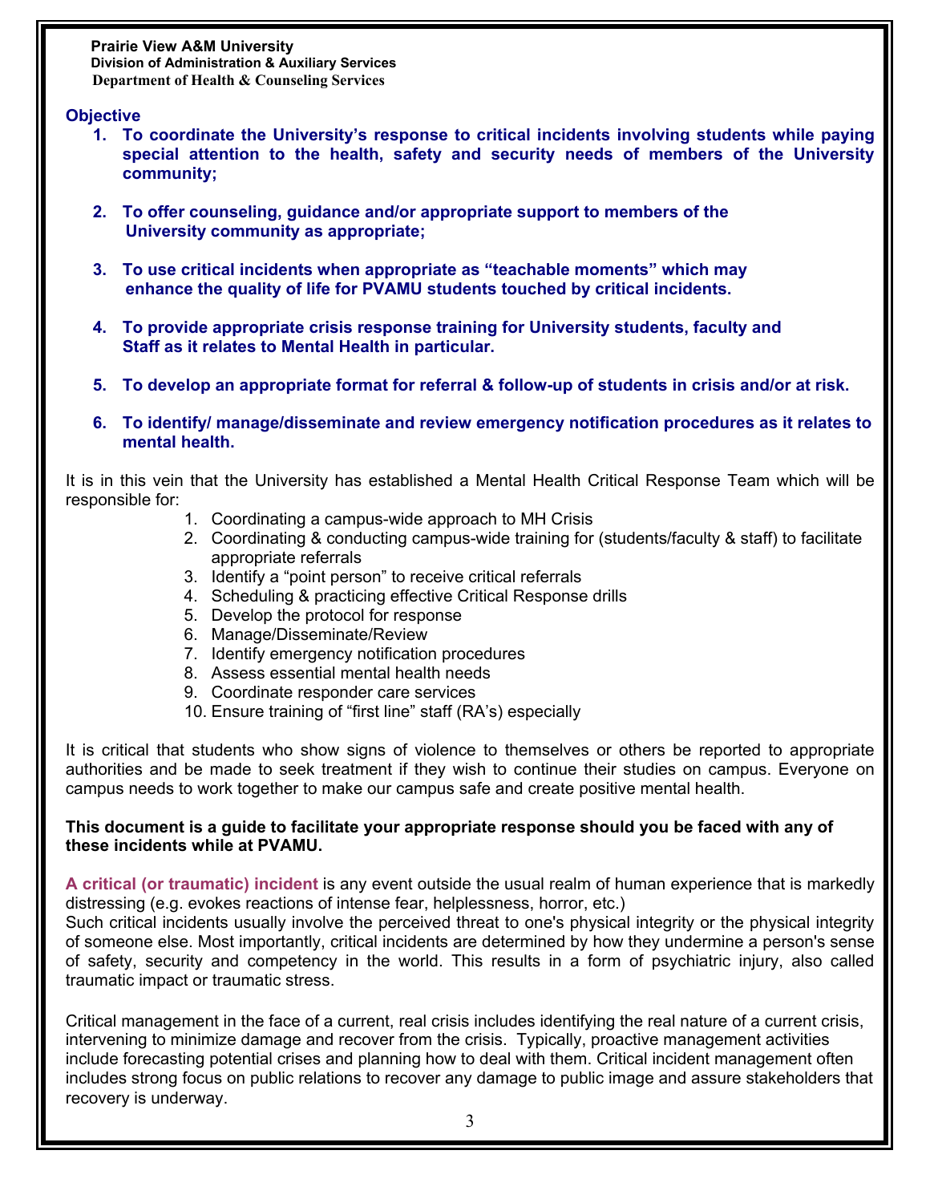**Prairie View A&M University**
**Division of Administration & Auxiliary Services**
**Department of Health & Counseling Services**

## Objective

1. **To coordinate the University's response to critical incidents involving students while paying special attention to the health, safety and security needs of members of the University community;**

2. **To offer counseling, guidance and/or appropriate support to members of the University community as appropriate;**

3. **To use critical incidents when appropriate as "teachable moments" which may enhance the quality of life for PVAMU students touched by critical incidents.**

4. **To provide appropriate crisis response training for University students, faculty and Staff as it relates to Mental Health in particular.**

5. **To develop an appropriate format for referral & follow-up of students in crisis and/or at risk.**

6. **To identify/ manage/disseminate and review emergency notification procedures as it relates to mental health.**

It is in this vein that the University has established a Mental Health Critical Response Team which will be responsible for:

1. Coordinating a campus-wide approach to MH Crisis
2. Coordinating & conducting campus-wide training for (students/faculty & staff) to facilitate appropriate referrals
3. Identify a "point person" to receive critical referrals
4. Scheduling & practicing effective Critical Response drills
5. Develop the protocol for response
6. Manage/Disseminate/Review
7. Identify emergency notification procedures
8. Assess essential mental health needs
9. Coordinate responder care services
10. Ensure training of "first line" staff (RA's) especially

It is critical that students who show signs of violence to themselves or others be reported to appropriate authorities and be made to seek treatment if they wish to continue their studies on campus. Everyone on campus needs to work together to make our campus safe and create positive mental health.

**This document is a guide to facilitate your appropriate response should you be faced with any of these incidents while at PVAMU.**

**A critical (or traumatic) incident** is any event outside the usual realm of human experience that is markedly distressing (e.g. evokes reactions of intense fear, helplessness, horror, etc.)
Such critical incidents usually involve the perceived threat to one's physical integrity or the physical integrity of someone else. Most importantly, critical incidents are determined by how they undermine a person's sense of safety, security and competency in the world. This results in a form of psychiatric injury, also called traumatic impact or traumatic stress.

Critical management in the face of a current, real crisis includes identifying the real nature of a current crisis, intervening to minimize damage and recover from the crisis. Typically, proactive management activities include forecasting potential crises and planning how to deal with them. Critical incident management often includes strong focus on public relations to recover any damage to public image and assure stakeholders that recovery is underway.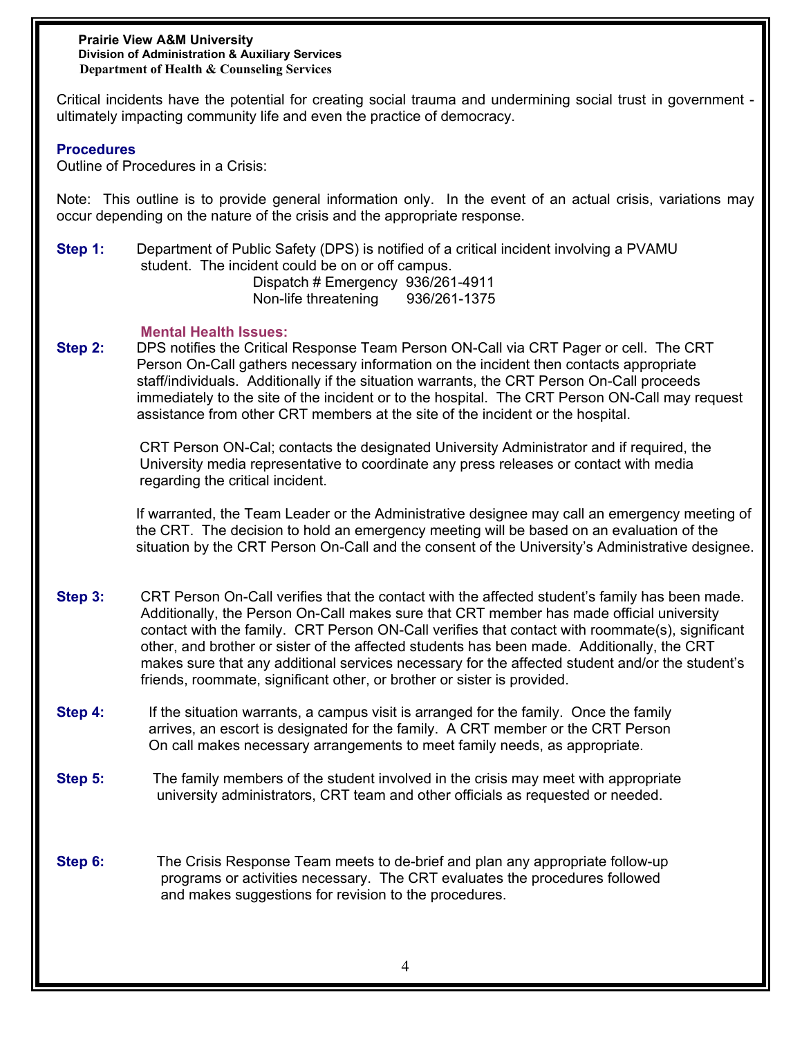Prairie View A&M University
Division of Administration & Auxiliary Services
Department of Health & Counseling Services

Critical incidents have the potential for creating social trauma and undermining social trust in government - ultimately impacting community life and even the practice of democracy.

## Procedures

Outline of Procedures in a Crisis:

Note: This outline is to provide general information only. In the event of an actual crisis, variations may occur depending on the nature of the crisis and the appropriate response.

**Step 1:** Department of Public Safety (DPS) is notified of a critical incident involving a PVAMU student. The incident could be on or off campus.

Dispatch # Emergency 936/261-4911
Non-life threatening 936/261-1375

**Mental Health Issues:**

**Step 2:** DPS notifies the Critical Response Team Person ON-Call via CRT Pager or cell. The CRT Person On-Call gathers necessary information on the incident then contacts appropriate staff/individuals. Additionally if the situation warrants, the CRT Person On-Call proceeds immediately to the site of the incident or to the hospital. The CRT Person ON-Call may request assistance from other CRT members at the site of the incident or the hospital.

CRT Person ON-Cal; contacts the designated University Administrator and if required, the University media representative to coordinate any press releases or contact with media regarding the critical incident.

If warranted, the Team Leader or the Administrative designee may call an emergency meeting of the CRT. The decision to hold an emergency meeting will be based on an evaluation of the situation by the CRT Person On-Call and the consent of the University's Administrative designee.

**Step 3:** CRT Person On-Call verifies that the contact with the affected student's family has been made. Additionally, the Person On-Call makes sure that CRT member has made official university contact with the family. CRT Person ON-Call verifies that contact with roommate(s), significant other, and brother or sister of the affected students has been made. Additionally, the CRT makes sure that any additional services necessary for the affected student and/or the student's friends, roommate, significant other, or brother or sister is provided.

**Step 4:** If the situation warrants, a campus visit is arranged for the family. Once the family arrives, an escort is designated for the family. A CRT member or the CRT Person On call makes necessary arrangements to meet family needs, as appropriate.

**Step 5:** The family members of the student involved in the crisis may meet with appropriate university administrators, CRT team and other officials as requested or needed.

**Step 6:** The Crisis Response Team meets to de-brief and plan any appropriate follow-up programs or activities necessary. The CRT evaluates the procedures followed and makes suggestions for revision to the procedures.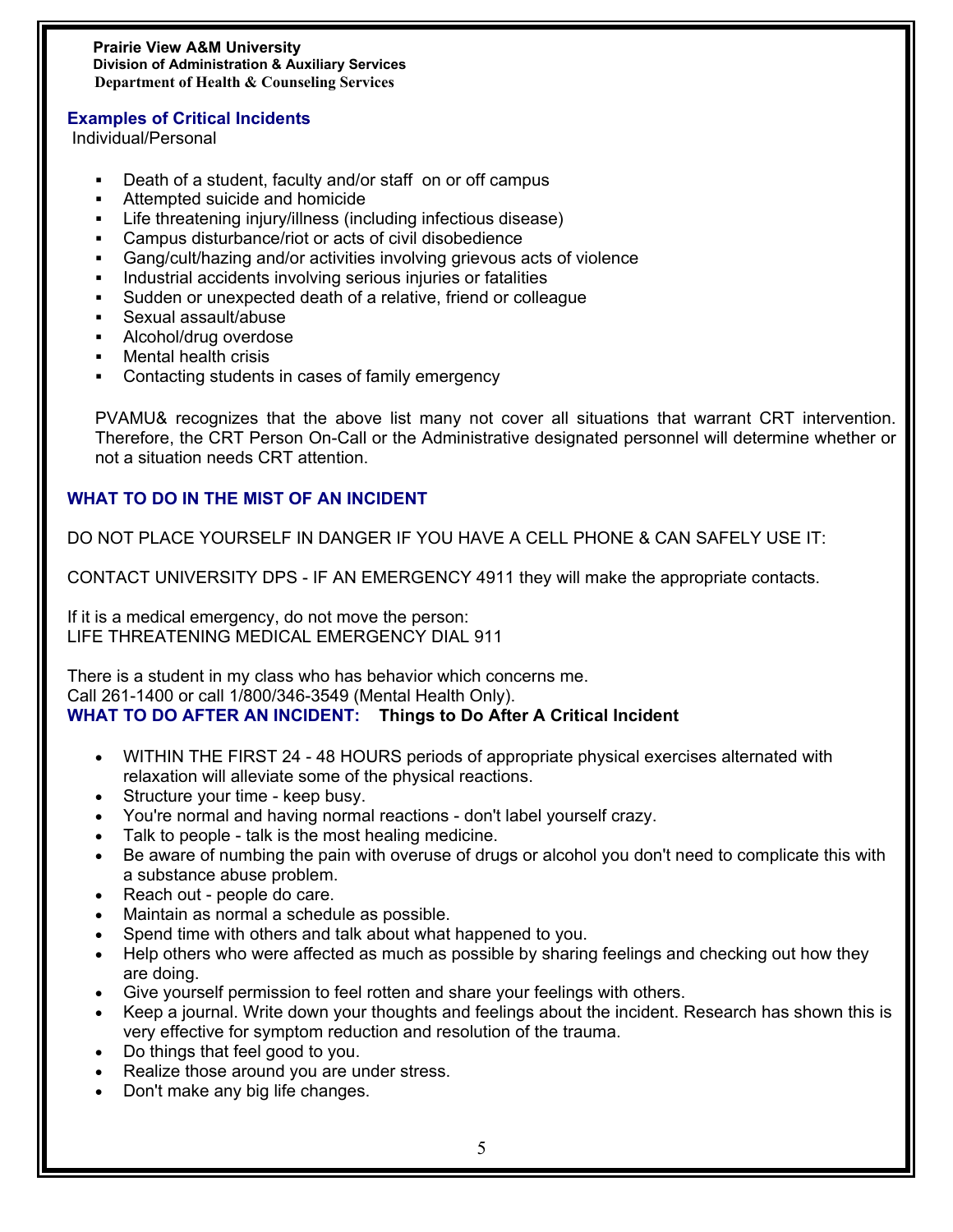**Prairie View A&M University**
**Division of Administration & Auxiliary Services**
**Department of Health & Counseling Services**

## Examples of Critical Incidents

Individual/Personal

- Death of a student, faculty and/or staff on or off campus
- Attempted suicide and homicide
- Life threatening injury/illness (including infectious disease)
- Campus disturbance/riot or acts of civil disobedience
- Gang/cult/hazing and/or activities involving grievous acts of violence
- Industrial accidents involving serious injuries or fatalities
- Sudden or unexpected death of a relative, friend or colleague
- Sexual assault/abuse
- Alcohol/drug overdose
- Mental health crisis
- Contacting students in cases of family emergency

PVAMU& recognizes that the above list many not cover all situations that warrant CRT intervention. Therefore, the CRT Person On-Call or the Administrative designated personnel will determine whether or not a situation needs CRT attention.

## WHAT TO DO IN THE MIST OF AN INCIDENT

DO NOT PLACE YOURSELF IN DANGER IF YOU HAVE A CELL PHONE & CAN SAFELY USE IT:

CONTACT UNIVERSITY DPS - IF AN EMERGENCY 4911 they will make the appropriate contacts.

If it is a medical emergency, do not move the person:
LIFE THREATENING MEDICAL EMERGENCY DIAL 911

There is a student in my class who has behavior which concerns me.
Call 261-1400 or call 1/800/346-3549 (Mental Health Only).

## WHAT TO DO AFTER AN INCIDENT: **Things to Do After A Critical Incident**

- WITHIN THE FIRST 24 - 48 HOURS periods of appropriate physical exercises alternated with relaxation will alleviate some of the physical reactions.
- Structure your time - keep busy.
- You're normal and having normal reactions - don't label yourself crazy.
- Talk to people - talk is the most healing medicine.
- Be aware of numbing the pain with overuse of drugs or alcohol you don't need to complicate this with a substance abuse problem.
- Reach out - people do care.
- Maintain as normal a schedule as possible.
- Spend time with others and talk about what happened to you.
- Help others who were affected as much as possible by sharing feelings and checking out how they are doing.
- Give yourself permission to feel rotten and share your feelings with others.
- Keep a journal. Write down your thoughts and feelings about the incident. Research has shown this is very effective for symptom reduction and resolution of the trauma.
- Do things that feel good to you.
- Realize those around you are under stress.
- Don't make any big life changes.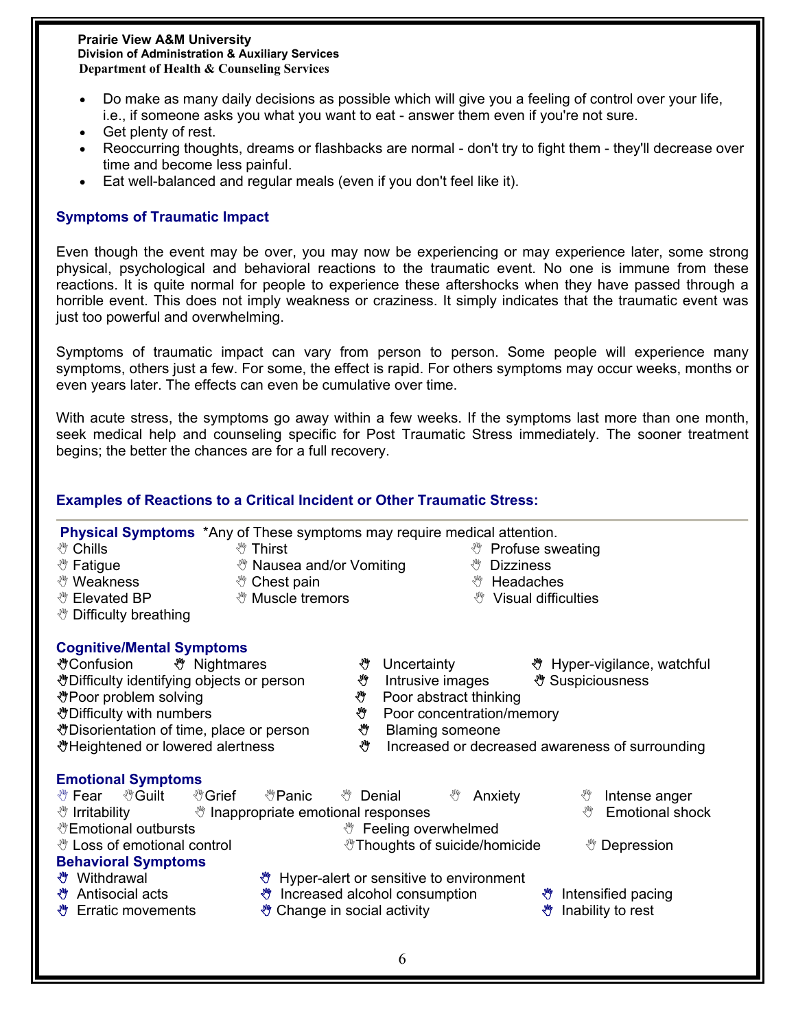- Do make as many daily decisions as possible which will give you a feeling of control over your life, i.e., if someone asks you what you want to eat - answer them even if you're not sure.
- Get plenty of rest.
- Reoccurring thoughts, dreams or flashbacks are normal - don't try to fight them - they'll decrease over time and become less painful.
- Eat well-balanced and regular meals (even if you don't feel like it).

### Symptoms of Traumatic Impact

Even though the event may be over, you may now be experiencing or may experience later, some strong physical, psychological and behavioral reactions to the traumatic event. No one is immune from these reactions. It is quite normal for people to experience these aftershocks when they have passed through a horrible event. This does not imply weakness or craziness. It simply indicates that the traumatic event was just too powerful and overwhelming.

Symptoms of traumatic impact can vary from person to person. Some people will experience many symptoms, others just a few. For some, the effect is rapid. For others symptoms may occur weeks, months or even years later. The effects can even be cumulative over time.

With acute stress, the symptoms go away within a few weeks. If the symptoms last more than one month, seek medical help and counseling specific for Post Traumatic Stress immediately. The sooner treatment begins; the better the chances are for a full recovery.

### Examples of Reactions to a Critical Incident or Other Traumatic Stress:

**Physical Symptoms** *Any of These symptoms may require medical attention.

- Chills
- Thirst
- Profuse sweating
- Fatigue
- Nausea and/or Vomiting
- Dizziness
- Weakness
- Chest pain
- Headaches
- Elevated BP
- Muscle tremors
- Visual difficulties
- Difficulty breathing

**Cognitive/Mental Symptoms**

- Confusion
- Nightmares
- Uncertainty
- Hyper-vigilance, watchful
- Difficulty identifying objects or person
- Intrusive images
- Suspiciousness
- Poor problem solving
- Poor abstract thinking
- Difficulty with numbers
- Poor concentration/memory
- Disorientation of time, place or person
- Blaming someone
- Heightened or lowered alertness
- Increased or decreased awareness of surrounding

**Emotional Symptoms**

- Fear
- Guilt
- Grief
- Panic
- Denial
- Anxiety
- Intense anger
- Irritability
- Inappropriate emotional responses
- Emotional shock
- Emotional outbursts
- Feeling overwhelmed
- Loss of emotional control
- Thoughts of suicide/homicide
- Depression

**Behavioral Symptoms**

- Withdrawal
- Hyper-alert or sensitive to environment
- Antisocial acts
- Increased alcohol consumption
- Intensified pacing
- Erratic movements
- Change in social activity
- Inability to rest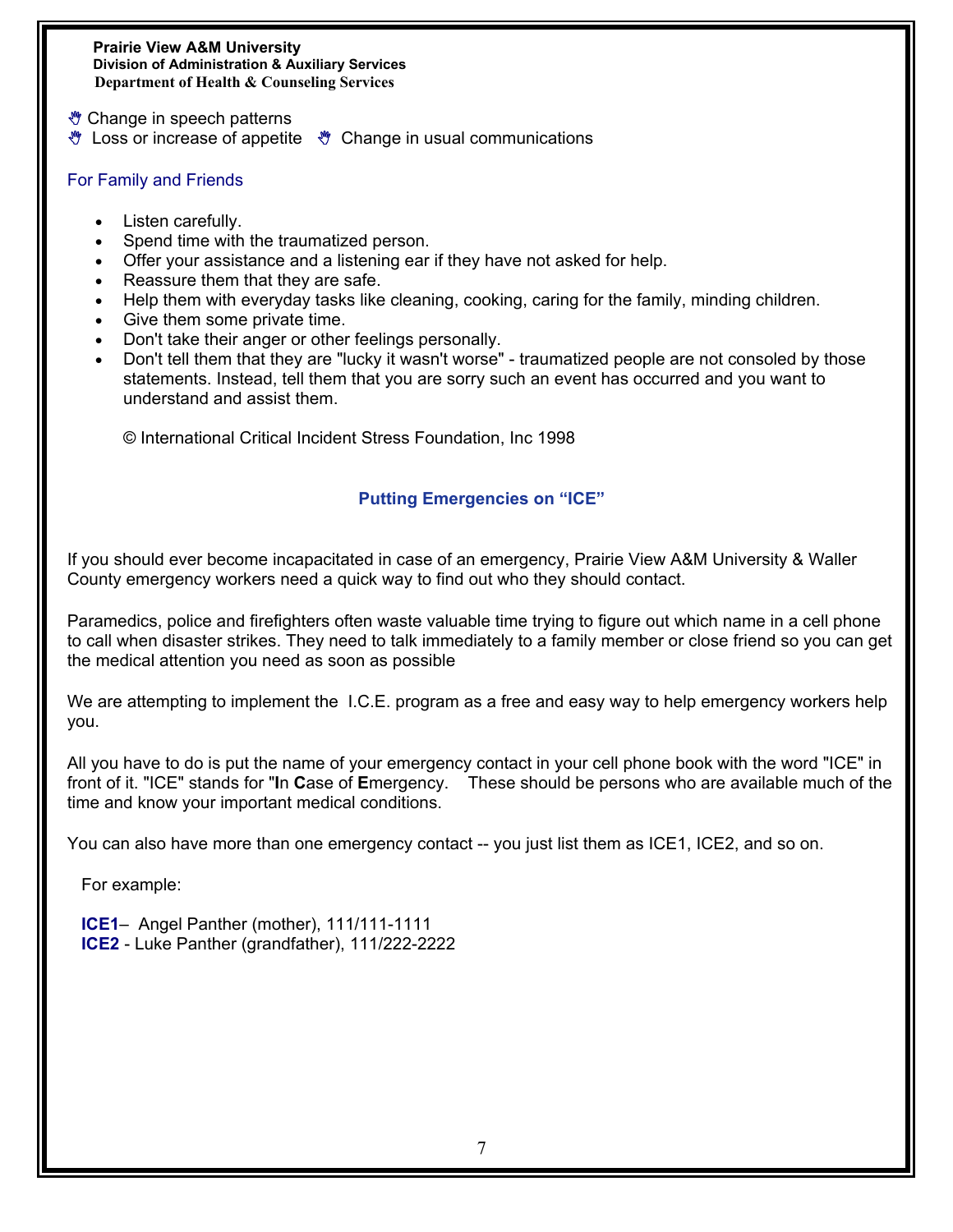- Change in speech patterns
- Loss or increase of appetite
- Change in usual communications

### For Family and Friends

- Listen carefully.
- Spend time with the traumatized person.
- Offer your assistance and a listening ear if they have not asked for help.
- Reassure them that they are safe.
- Help them with everyday tasks like cleaning, cooking, caring for the family, minding children.
- Give them some private time.
- Don't take their anger or other feelings personally.
- Don't tell them that they are "lucky it wasn't worse" - traumatized people are not consoled by those statements. Instead, tell them that you are sorry such an event has occurred and you want to understand and assist them.

© International Critical Incident Stress Foundation, Inc 1998

## Putting Emergencies on "ICE"

If you should ever become incapacitated in case of an emergency, Prairie View A&M University & Waller County emergency workers need a quick way to find out who they should contact.

Paramedics, police and firefighters often waste valuable time trying to figure out which name in a cell phone to call when disaster strikes. They need to talk immediately to a family member or close friend so you can get the medical attention you need as soon as possible

We are attempting to implement the I.C.E. program as a free and easy way to help emergency workers help you.

All you have to do is put the name of your emergency contact in your cell phone book with the word "ICE" in front of it. "ICE" stands for "**I**n **C**ase of **E**mergency. These should be persons who are available much of the time and know your important medical conditions.

You can also have more than one emergency contact -- you just list them as ICE1, ICE2, and so on.

For example:

**ICE1**– Angel Panther (mother), 111/111-1111
**ICE2** - Luke Panther (grandfather), 111/222-2222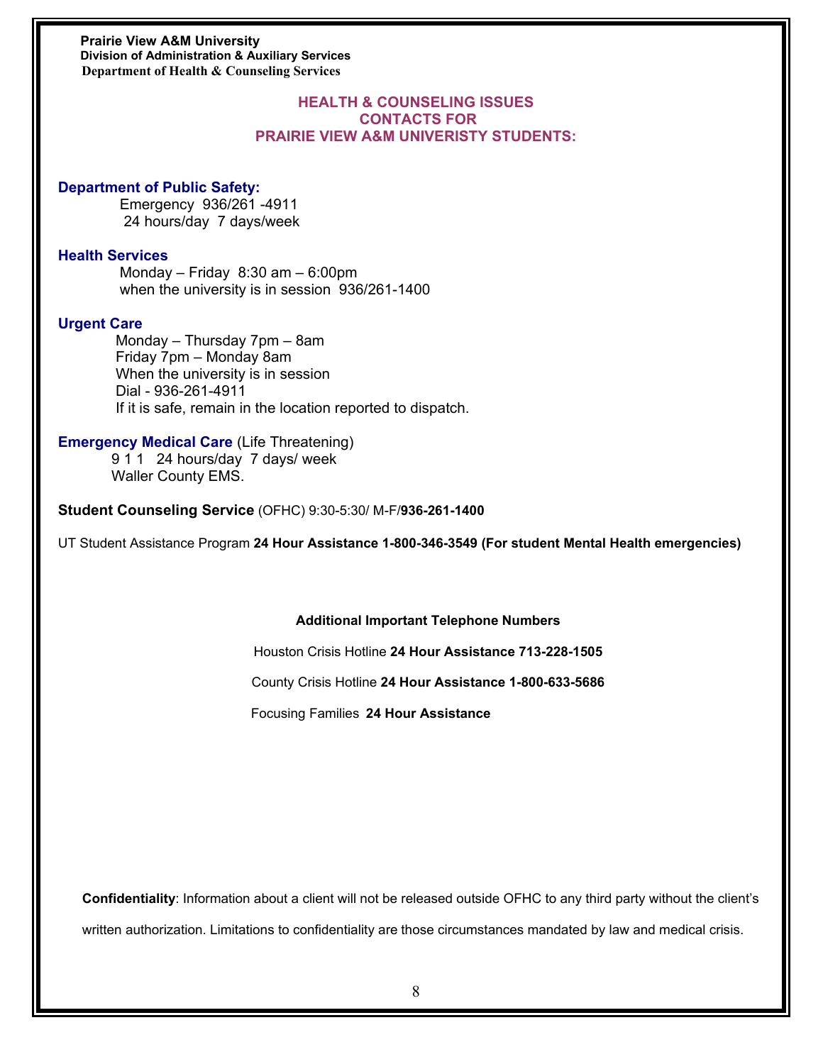**Prairie View A&M University**
**Division of Administration & Auxiliary Services**
**Department of Health & Counseling Services**

## HEALTH & COUNSELING ISSUES CONTACTS FOR PRAIRIE VIEW A&M UNIVERISTY STUDENTS:

**Department of Public Safety:**
Emergency 936/261 -4911
24 hours/day 7 days/week

**Health Services**
Monday – Friday 8:30 am – 6:00pm
when the university is in session 936/261-1400

**Urgent Care**
Monday – Thursday 7pm – 8am
Friday 7pm – Monday 8am
When the university is in session
Dial - 936-261-4911
If it is safe, remain in the location reported to dispatch.

**Emergency Medical Care** (Life Threatening)
9 1 1 24 hours/day 7 days/ week
Waller County EMS.

**Student Counseling Service** (OFHC) 9:30-5:30/ M-F/**936-261-1400**

UT Student Assistance Program **24 Hour Assistance 1-800-346-3549 (For student Mental Health emergencies)**

**Additional Important Telephone Numbers**

Houston Crisis Hotline **24 Hour Assistance 713-228-1505**

County Crisis Hotline **24 Hour Assistance 1-800-633-5686**

Focusing Families **24 Hour Assistance**

**Confidentiality**: Information about a client will not be released outside OFHC to any third party without the client's written authorization. Limitations to confidentiality are those circumstances mandated by law and medical crisis.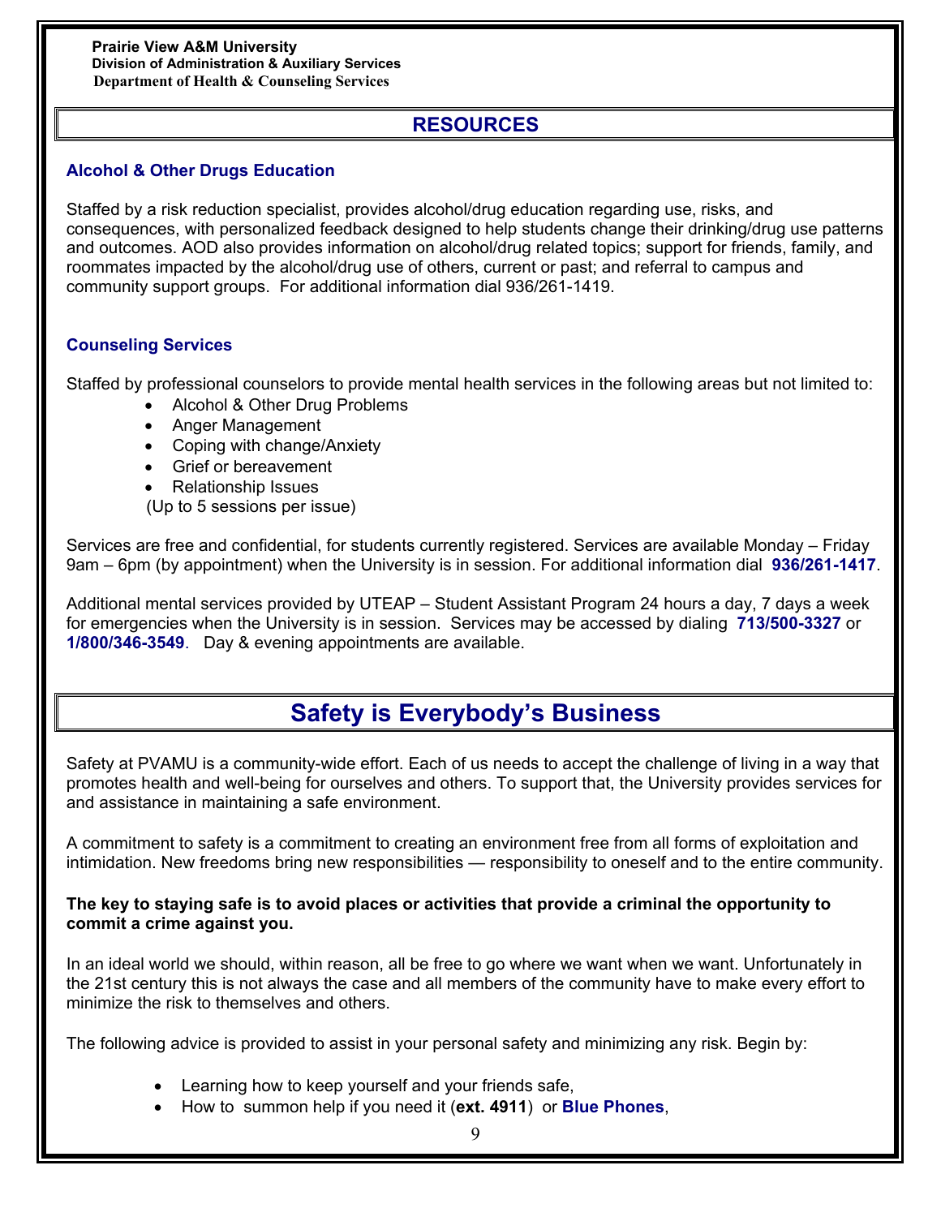**Prairie View A&M University**
**Division of Administration & Auxiliary Services**
**Department of Health & Counseling Services**

## RESOURCES

### Alcohol & Other Drugs Education

Staffed by a risk reduction specialist, provides alcohol/drug education regarding use, risks, and consequences, with personalized feedback designed to help students change their drinking/drug use patterns and outcomes. AOD also provides information on alcohol/drug related topics; support for friends, family, and roommates impacted by the alcohol/drug use of others, current or past; and referral to campus and community support groups. For additional information dial 936/261-1419.

### Counseling Services

Staffed by professional counselors to provide mental health services in the following areas but not limited to:

- Alcohol & Other Drug Problems
- Anger Management
- Coping with change/Anxiety
- Grief or bereavement
- Relationship Issues

(Up to 5 sessions per issue)

Services are free and confidential, for students currently registered. Services are available Monday – Friday 9am – 6pm (by appointment) when the University is in session. For additional information dial **936/261-1417**.

Additional mental services provided by UTEAP – Student Assistant Program 24 hours a day, 7 days a week for emergencies when the University is in session. Services may be accessed by dialing **713/500-3327** or **1/800/346-3549**. Day & evening appointments are available.

## Safety is Everybody's Business

Safety at PVAMU is a community-wide effort. Each of us needs to accept the challenge of living in a way that promotes health and well-being for ourselves and others. To support that, the University provides services for and assistance in maintaining a safe environment.

A commitment to safety is a commitment to creating an environment free from all forms of exploitation and intimidation. New freedoms bring new responsibilities — responsibility to oneself and to the entire community.

**The key to staying safe is to avoid places or activities that provide a criminal the opportunity to commit a crime against you.**

In an ideal world we should, within reason, all be free to go where we want when we want. Unfortunately in the 21st century this is not always the case and all members of the community have to make every effort to minimize the risk to themselves and others.

The following advice is provided to assist in your personal safety and minimizing any risk. Begin by:

- Learning how to keep yourself and your friends safe,
- How to summon help if you need it (**ext. 4911**) or **Blue Phones**,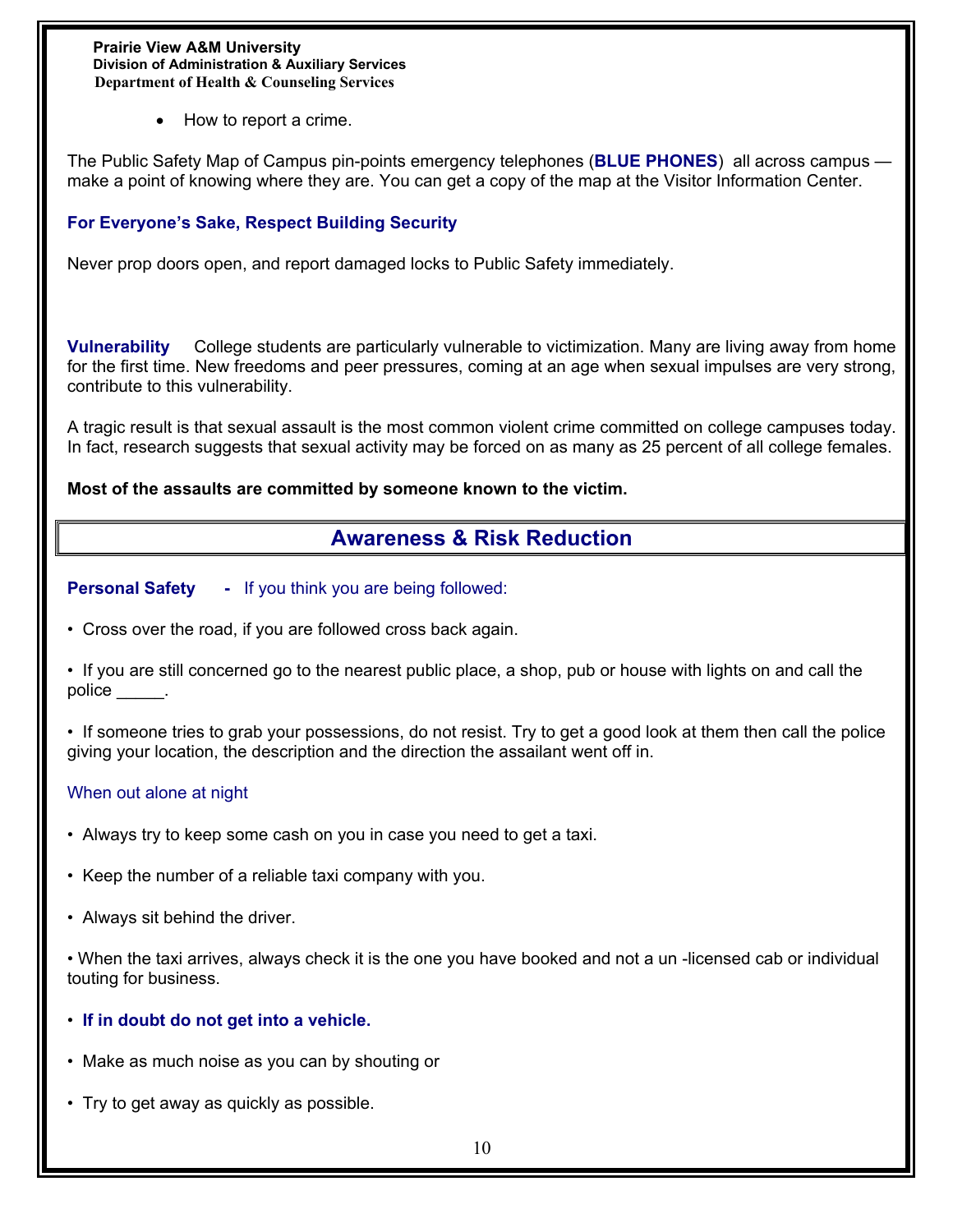- How to report a crime.

The Public Safety Map of Campus pin-points emergency telephones (**BLUE PHONES**) all across campus — make a point of knowing where they are. You can get a copy of the map at the Visitor Information Center.

**For Everyone's Sake, Respect Building Security**

Never prop doors open, and report damaged locks to Public Safety immediately.

**Vulnerability** College students are particularly vulnerable to victimization. Many are living away from home for the first time. New freedoms and peer pressures, coming at an age when sexual impulses are very strong, contribute to this vulnerability.

A tragic result is that sexual assault is the most common violent crime committed on college campuses today. In fact, research suggests that sexual activity may be forced on as many as 25 percent of all college females.

**Most of the assaults are committed by someone known to the victim.**

## Awareness & Risk Reduction

**Personal Safety** - If you think you are being followed:

- Cross over the road, if you are followed cross back again.
- If you are still concerned go to the nearest public place, a shop, pub or house with lights on and call the police _____.
- If someone tries to grab your possessions, do not resist. Try to get a good look at them then call the police giving your location, the description and the direction the assailant went off in.

When out alone at night

- Always try to keep some cash on you in case you need to get a taxi.
- Keep the number of a reliable taxi company with you.
- Always sit behind the driver.
- When the taxi arrives, always check it is the one you have booked and not a un -licensed cab or individual touting for business.
- **If in doubt do not get into a vehicle.**
- Make as much noise as you can by shouting or
- Try to get away as quickly as possible.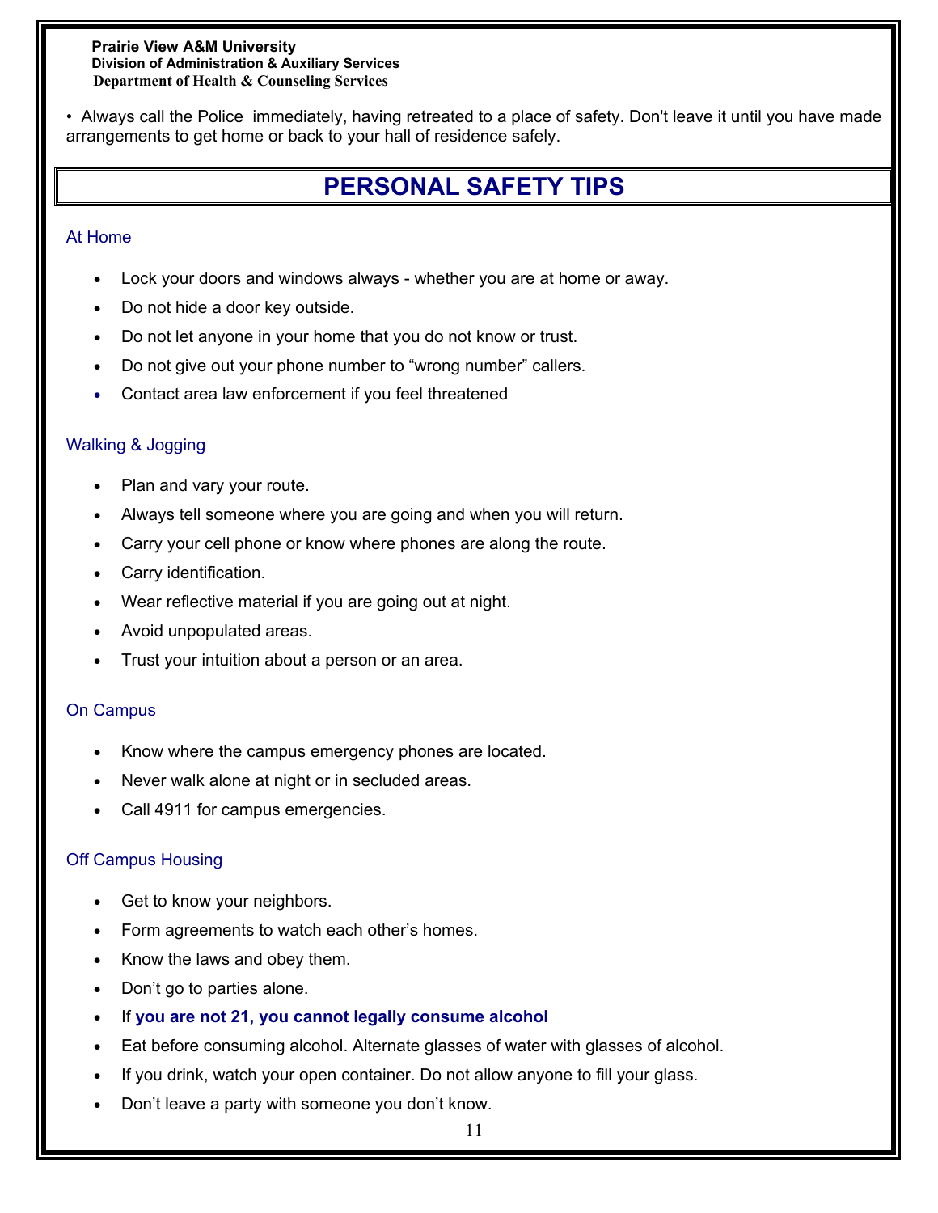• Always call the Police immediately, having retreated to a place of safety. Don't leave it until you have made arrangements to get home or back to your hall of residence safely.

## PERSONAL SAFETY TIPS

### At Home

- Lock your doors and windows always - whether you are at home or away.
- Do not hide a door key outside.
- Do not let anyone in your home that you do not know or trust.
- Do not give out your phone number to “wrong number” callers.
- Contact area law enforcement if you feel threatened

### Walking & Jogging

- Plan and vary your route.
- Always tell someone where you are going and when you will return.
- Carry your cell phone or know where phones are along the route.
- Carry identification.
- Wear reflective material if you are going out at night.
- Avoid unpopulated areas.
- Trust your intuition about a person or an area.

### On Campus

- Know where the campus emergency phones are located.
- Never walk alone at night or in secluded areas.
- Call 4911 for campus emergencies.

### Off Campus Housing

- Get to know your neighbors.
- Form agreements to watch each other’s homes.
- Know the laws and obey them.
- Don’t go to parties alone.
- If **you are not 21, you cannot legally consume alcohol**
- Eat before consuming alcohol. Alternate glasses of water with glasses of alcohol.
- If you drink, watch your open container. Do not allow anyone to fill your glass.
- Don’t leave a party with someone you don’t know.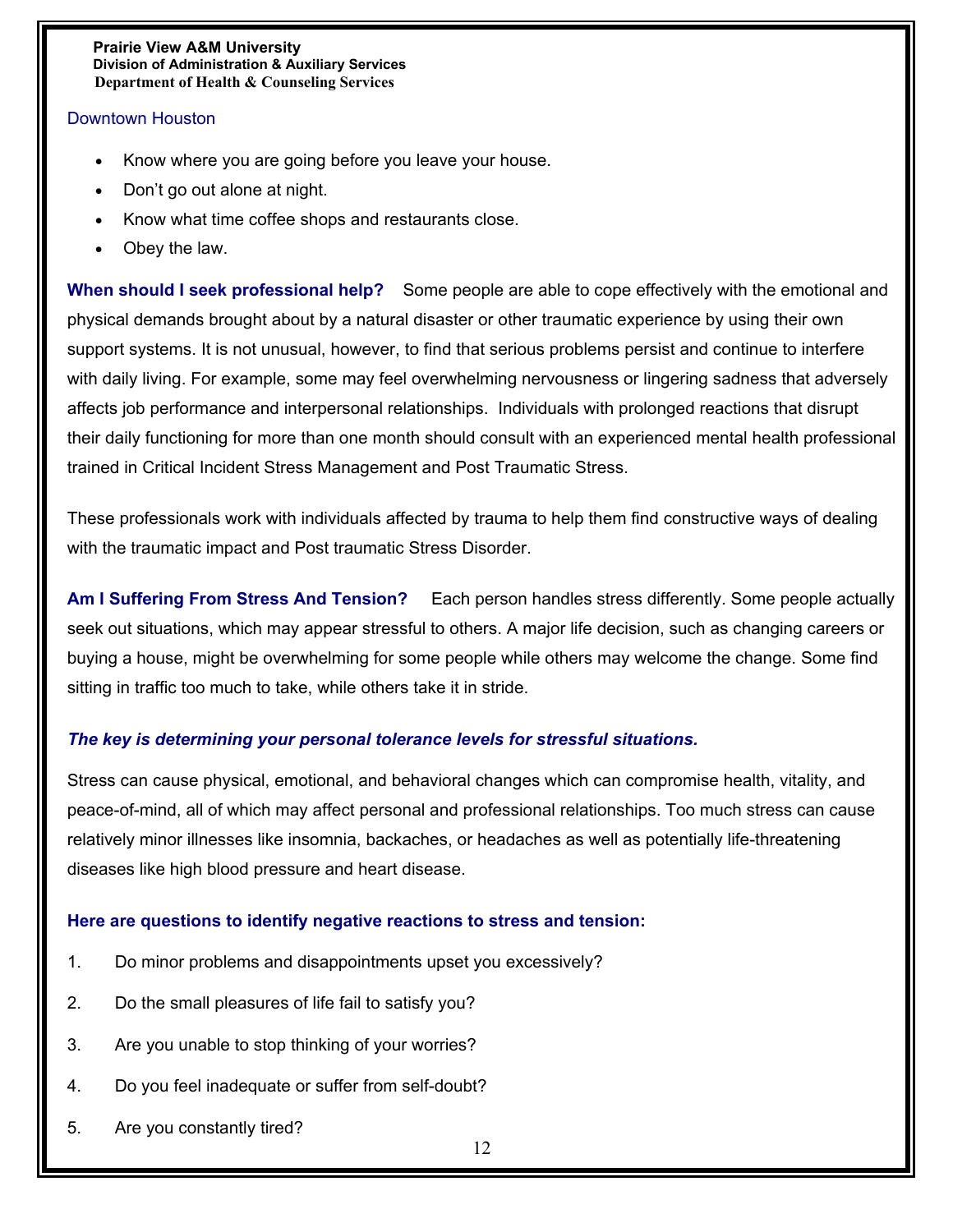Downtown Houston

- Know where you are going before you leave your house.
- Don't go out alone at night.
- Know what time coffee shops and restaurants close.
- Obey the law.

**When should I seek professional help?** Some people are able to cope effectively with the emotional and physical demands brought about by a natural disaster or other traumatic experience by using their own support systems. It is not unusual, however, to find that serious problems persist and continue to interfere with daily living. For example, some may feel overwhelming nervousness or lingering sadness that adversely affects job performance and interpersonal relationships. Individuals with prolonged reactions that disrupt their daily functioning for more than one month should consult with an experienced mental health professional trained in Critical Incident Stress Management and Post Traumatic Stress.

These professionals work with individuals affected by trauma to help them find constructive ways of dealing with the traumatic impact and Post traumatic Stress Disorder.

**Am I Suffering From Stress And Tension?** Each person handles stress differently. Some people actually seek out situations, which may appear stressful to others. A major life decision, such as changing careers or buying a house, might be overwhelming for some people while others may welcome the change. Some find sitting in traffic too much to take, while others take it in stride.

***The key is determining your personal tolerance levels for stressful situations.***

Stress can cause physical, emotional, and behavioral changes which can compromise health, vitality, and peace-of-mind, all of which may affect personal and professional relationships. Too much stress can cause relatively minor illnesses like insomnia, backaches, or headaches as well as potentially life-threatening diseases like high blood pressure and heart disease.

**Here are questions to identify negative reactions to stress and tension:**

1. Do minor problems and disappointments upset you excessively?
2. Do the small pleasures of life fail to satisfy you?
3. Are you unable to stop thinking of your worries?
4. Do you feel inadequate or suffer from self-doubt?
5. Are you constantly tired?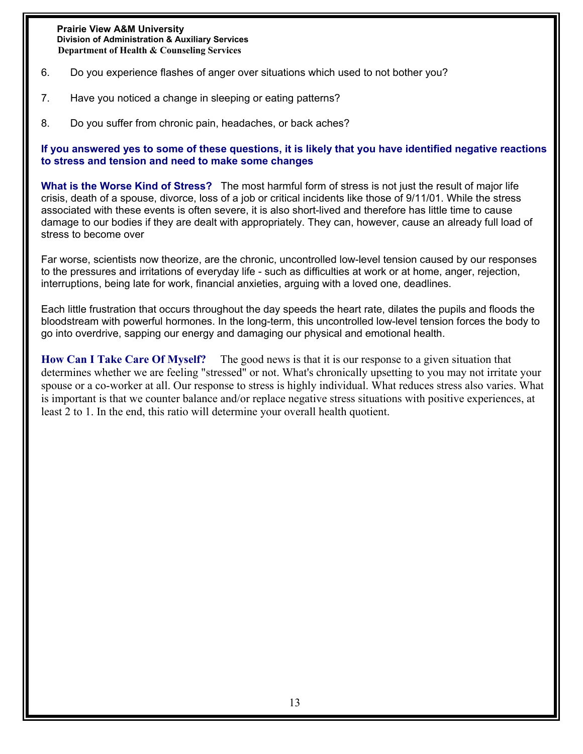6. Do you experience flashes of anger over situations which used to not bother you?

7. Have you noticed a change in sleeping or eating patterns?

8. Do you suffer from chronic pain, headaches, or back aches?

**If you answered yes to some of these questions, it is likely that you have identified negative reactions to stress and tension and need to make some changes**

**What is the Worse Kind of Stress?** The most harmful form of stress is not just the result of major life crisis, death of a spouse, divorce, loss of a job or critical incidents like those of 9/11/01. While the stress associated with these events is often severe, it is also short-lived and therefore has little time to cause damage to our bodies if they are dealt with appropriately. They can, however, cause an already full load of stress to become over

Far worse, scientists now theorize, are the chronic, uncontrolled low-level tension caused by our responses to the pressures and irritations of everyday life - such as difficulties at work or at home, anger, rejection, interruptions, being late for work, financial anxieties, arguing with a loved one, deadlines.

Each little frustration that occurs throughout the day speeds the heart rate, dilates the pupils and floods the bloodstream with powerful hormones. In the long-term, this uncontrolled low-level tension forces the body to go into overdrive, sapping our energy and damaging our physical and emotional health.

**How Can I Take Care Of Myself?** The good news is that it is our response to a given situation that determines whether we are feeling "stressed" or not. What's chronically upsetting to you may not irritate your spouse or a co-worker at all. Our response to stress is highly individual. What reduces stress also varies. What is important is that we counter balance and/or replace negative stress situations with positive experiences, at least 2 to 1. In the end, this ratio will determine your overall health quotient.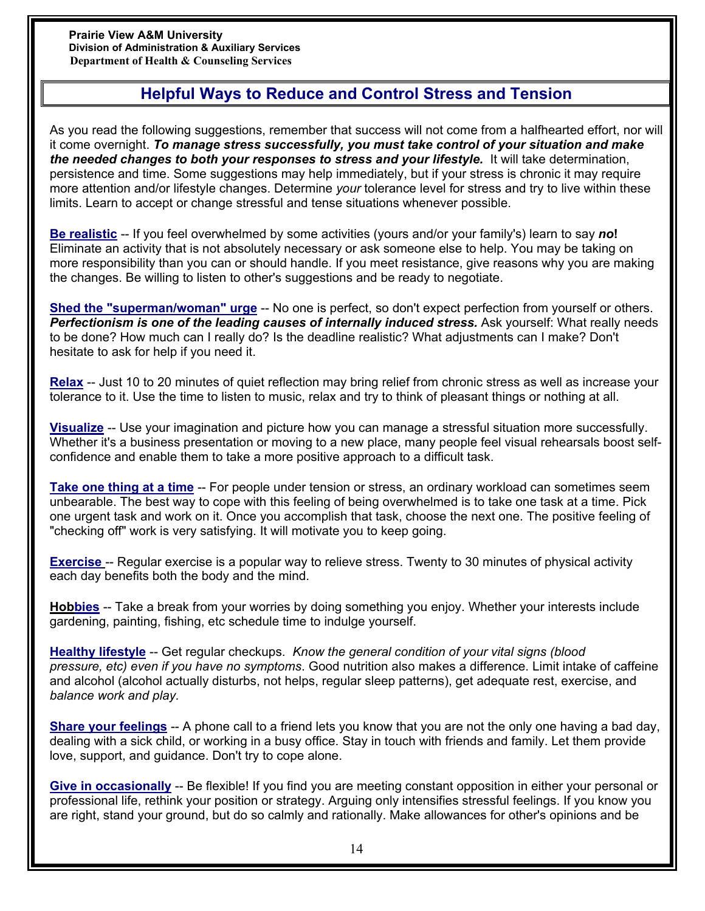Prairie View A&M University
Division of Administration & Auxiliary Services
Department of Health & Counseling Services

## Helpful Ways to Reduce and Control Stress and Tension

As you read the following suggestions, remember that success will not come from a halfhearted effort, nor will it come overnight. ***To manage stress successfully, you must take control of your situation and make the needed changes to both your responses to stress and your lifestyle.*** It will take determination, persistence and time. Some suggestions may help immediately, but if your stress is chronic it may require more attention and/or lifestyle changes. Determine *your* tolerance level for stress and try to live within these limits. Learn to accept or change stressful and tense situations whenever possible.

**Be realistic** -- If you feel overwhelmed by some activities (yours and/or your family's) learn to say ***no*!** Eliminate an activity that is not absolutely necessary or ask someone else to help. You may be taking on more responsibility than you can or should handle. If you meet resistance, give reasons why you are making the changes. Be willing to listen to other's suggestions and be ready to negotiate.

**Shed the "superman/woman" urge** -- No one is perfect, so don't expect perfection from yourself or others. ***Perfectionism is one of the leading causes of internally induced stress.*** Ask yourself: What really needs to be done? How much can I really do? Is the deadline realistic? What adjustments can I make? Don't hesitate to ask for help if you need it.

**Relax** -- Just 10 to 20 minutes of quiet reflection may bring relief from chronic stress as well as increase your tolerance to it. Use the time to listen to music, relax and try to think of pleasant things or nothing at all.

**Visualize** -- Use your imagination and picture how you can manage a stressful situation more successfully. Whether it's a business presentation or moving to a new place, many people feel visual rehearsals boost self-confidence and enable them to take a more positive approach to a difficult task.

**Take one thing at a time** -- For people under tension or stress, an ordinary workload can sometimes seem unbearable. The best way to cope with this feeling of being overwhelmed is to take one task at a time. Pick one urgent task and work on it. Once you accomplish that task, choose the next one. The positive feeling of "checking off" work is very satisfying. It will motivate you to keep going.

**Exercise** -- Regular exercise is a popular way to relieve stress. Twenty to 30 minutes of physical activity each day benefits both the body and the mind.

**Hobbies** -- Take a break from your worries by doing something you enjoy. Whether your interests include gardening, painting, fishing, etc schedule time to indulge yourself.

**Healthy lifestyle** -- Get regular checkups. *Know the general condition of your vital signs (blood pressure, etc) even if you have no symptoms*. Good nutrition also makes a difference. Limit intake of caffeine and alcohol (alcohol actually disturbs, not helps, regular sleep patterns), get adequate rest, exercise, and *balance work and play*.

**Share your feelings** -- A phone call to a friend lets you know that you are not the only one having a bad day, dealing with a sick child, or working in a busy office. Stay in touch with friends and family. Let them provide love, support, and guidance. Don't try to cope alone.

**Give in occasionally** -- Be flexible! If you find you are meeting constant opposition in either your personal or professional life, rethink your position or strategy. Arguing only intensifies stressful feelings. If you know you are right, stand your ground, but do so calmly and rationally. Make allowances for other's opinions and be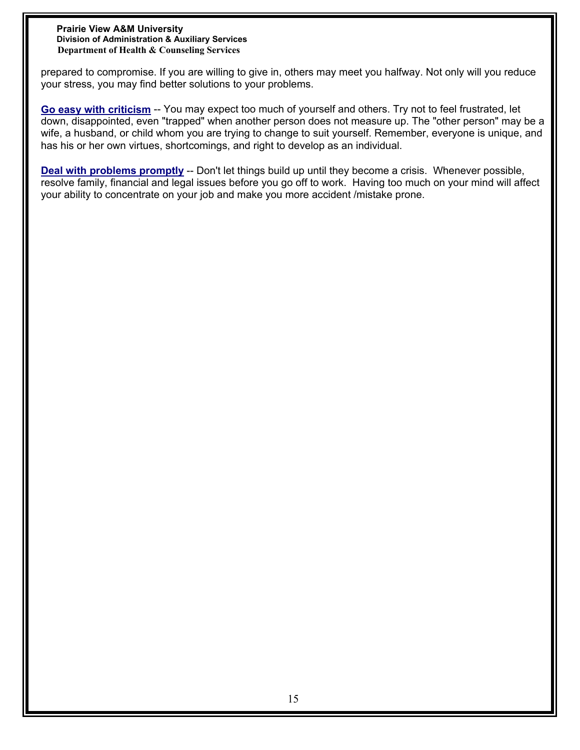prepared to compromise. If you are willing to give in, others may meet you halfway. Not only will you reduce your stress, you may find better solutions to your problems.

**Go easy with criticism** -- You may expect too much of yourself and others. Try not to feel frustrated, let down, disappointed, even "trapped" when another person does not measure up. The "other person" may be a wife, a husband, or child whom you are trying to change to suit yourself. Remember, everyone is unique, and has his or her own virtues, shortcomings, and right to develop as an individual.

**Deal with problems promptly** -- Don't let things build up until they become a crisis. Whenever possible, resolve family, financial and legal issues before you go off to work. Having too much on your mind will affect your ability to concentrate on your job and make you more accident /mistake prone.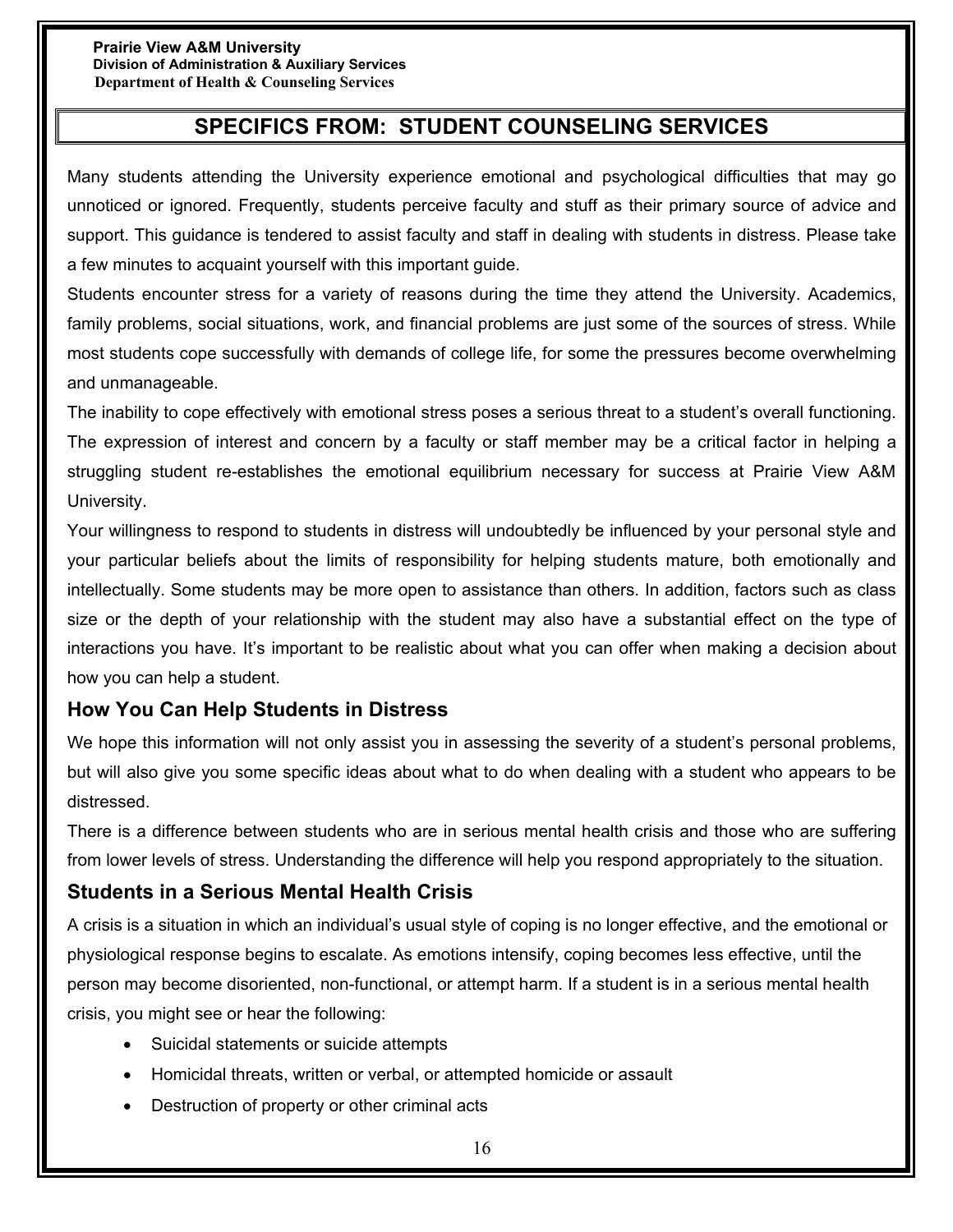Prairie View A&M University
Division of Administration & Auxiliary Services
Department of Health & Counseling Services

## SPECIFICS FROM: STUDENT COUNSELING SERVICES

Many students attending the University experience emotional and psychological difficulties that may go unnoticed or ignored. Frequently, students perceive faculty and stuff as their primary source of advice and support. This guidance is tendered to assist faculty and staff in dealing with students in distress. Please take a few minutes to acquaint yourself with this important guide.

Students encounter stress for a variety of reasons during the time they attend the University. Academics, family problems, social situations, work, and financial problems are just some of the sources of stress. While most students cope successfully with demands of college life, for some the pressures become overwhelming and unmanageable.

The inability to cope effectively with emotional stress poses a serious threat to a student's overall functioning. The expression of interest and concern by a faculty or staff member may be a critical factor in helping a struggling student re-establishes the emotional equilibrium necessary for success at Prairie View A&M University.

Your willingness to respond to students in distress will undoubtedly be influenced by your personal style and your particular beliefs about the limits of responsibility for helping students mature, both emotionally and intellectually. Some students may be more open to assistance than others. In addition, factors such as class size or the depth of your relationship with the student may also have a substantial effect on the type of interactions you have. It's important to be realistic about what you can offer when making a decision about how you can help a student.

### How You Can Help Students in Distress

We hope this information will not only assist you in assessing the severity of a student's personal problems, but will also give you some specific ideas about what to do when dealing with a student who appears to be distressed.

There is a difference between students who are in serious mental health crisis and those who are suffering from lower levels of stress. Understanding the difference will help you respond appropriately to the situation.

### Students in a Serious Mental Health Crisis

A crisis is a situation in which an individual's usual style of coping is no longer effective, and the emotional or physiological response begins to escalate. As emotions intensify, coping becomes less effective, until the person may become disoriented, non-functional, or attempt harm. If a student is in a serious mental health crisis, you might see or hear the following:

- Suicidal statements or suicide attempts
- Homicidal threats, written or verbal, or attempted homicide or assault
- Destruction of property or other criminal acts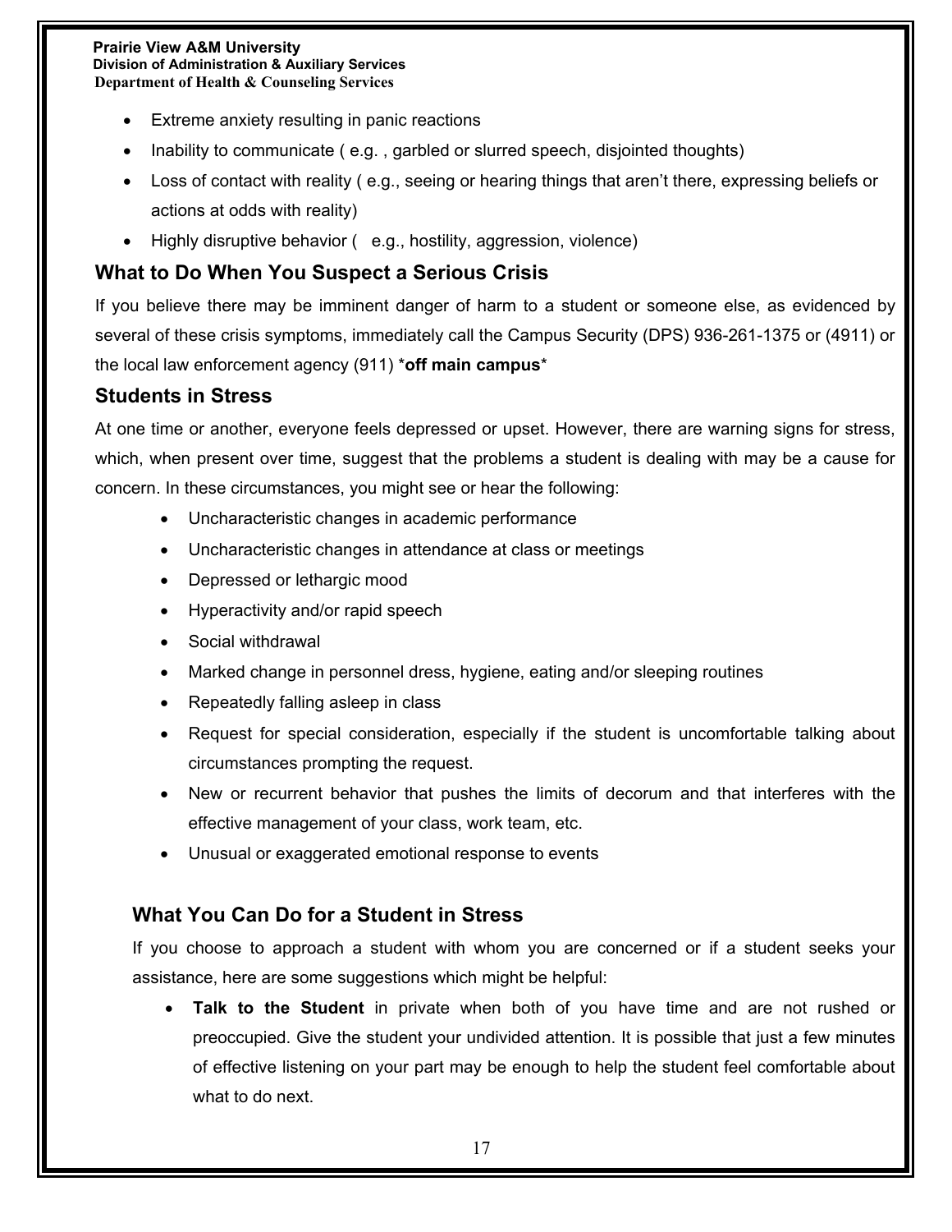- Extreme anxiety resulting in panic reactions
- Inability to communicate ( e.g. , garbled or slurred speech, disjointed thoughts)
- Loss of contact with reality ( e.g., seeing or hearing things that aren't there, expressing beliefs or actions at odds with reality)
- Highly disruptive behavior (   e.g., hostility, aggression, violence)

### What to Do When You Suspect a Serious Crisis

If you believe there may be imminent danger of harm to a student or someone else, as evidenced by several of these crisis symptoms, immediately call the Campus Security (DPS) 936-261-1375 or (4911) or the local law enforcement agency (911) ***off main campus***

### Students in Stress

At one time or another, everyone feels depressed or upset. However, there are warning signs for stress, which, when present over time, suggest that the problems a student is dealing with may be a cause for concern. In these circumstances, you might see or hear the following:

- Uncharacteristic changes in academic performance
- Uncharacteristic changes in attendance at class or meetings
- Depressed or lethargic mood
- Hyperactivity and/or rapid speech
- Social withdrawal
- Marked change in personnel dress, hygiene, eating and/or sleeping routines
- Repeatedly falling asleep in class
- Request for special consideration, especially if the student is uncomfortable talking about circumstances prompting the request.
- New or recurrent behavior that pushes the limits of decorum and that interferes with the effective management of your class, work team, etc.
- Unusual or exaggerated emotional response to events

### What You Can Do for a Student in Stress

If you choose to approach a student with whom you are concerned or if a student seeks your assistance, here are some suggestions which might be helpful:

- **Talk to the Student** in private when both of you have time and are not rushed or preoccupied. Give the student your undivided attention. It is possible that just a few minutes of effective listening on your part may be enough to help the student feel comfortable about what to do next.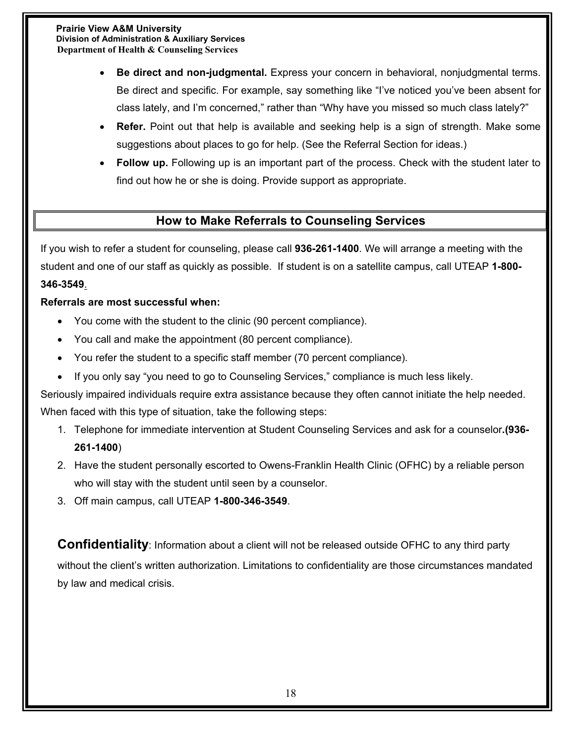- **Be direct and non-judgmental.** Express your concern in behavioral, nonjudgmental terms. Be direct and specific. For example, say something like "I've noticed you've been absent for class lately, and I'm concerned," rather than "Why have you missed so much class lately?"
- **Refer.** Point out that help is available and seeking help is a sign of strength. Make some suggestions about places to go for help. (See the Referral Section for ideas.)
- **Follow up.** Following up is an important part of the process. Check with the student later to find out how he or she is doing. Provide support as appropriate.

## How to Make Referrals to Counseling Services

If you wish to refer a student for counseling, please call **936-261-1400**. We will arrange a meeting with the student and one of our staff as quickly as possible. If student is on a satellite campus, call UTEAP **1-800-346-3549**.

**Referrals are most successful when:**

- You come with the student to the clinic (90 percent compliance).
- You call and make the appointment (80 percent compliance).
- You refer the student to a specific staff member (70 percent compliance).
- If you only say "you need to go to Counseling Services," compliance is much less likely.

Seriously impaired individuals require extra assistance because they often cannot initiate the help needed. When faced with this type of situation, take the following steps:

1. Telephone for immediate intervention at Student Counseling Services and ask for a counselor**.(936-261-1400**)
2. Have the student personally escorted to Owens-Franklin Health Clinic (OFHC) by a reliable person who will stay with the student until seen by a counselor.
3. Off main campus, call UTEAP **1-800-346-3549**.

**Confidentiality**: Information about a client will not be released outside OFHC to any third party without the client's written authorization. Limitations to confidentiality are those circumstances mandated by law and medical crisis.